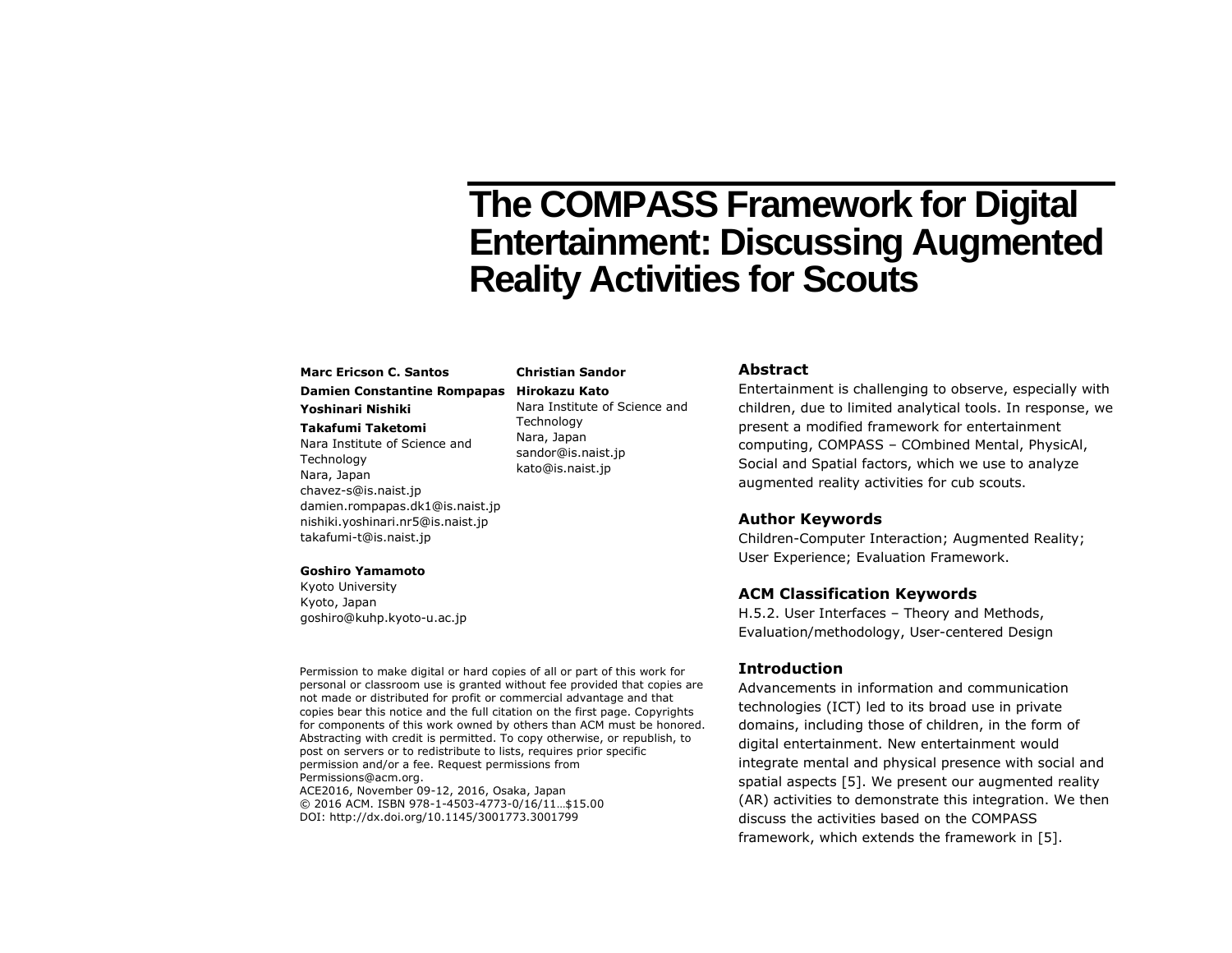# The COMPASS Framework for Digital Entertainment: Discussing Augmented Reality Activities for Scouts

**Marc Ericson C. Santos**
**Damien Constantine Rompapas**
**Yoshinari Nishiki**
**Takafumi Taketomi**
Nara Institute of Science and Technology
Nara, Japan
chavez-s@is.naist.jp
damien.rompapas.dk1@is.naist.jp
nishiki.yoshinari.nr5@is.naist.jp
takafumi-t@is.naist.jp

**Goshiro Yamamoto**
Kyoto University
Kyoto, Japan
goshiro@kuhp.kyoto-u.ac.jp

**Christian Sandor**
**Hirokazu Kato**
Nara Institute of Science and Technology
Nara, Japan
sandor@is.naist.jp
kato@is.naist.jp

Permission to make digital or hard copies of all or part of this work for personal or classroom use is granted without fee provided that copies are not made or distributed for profit or commercial advantage and that copies bear this notice and the full citation on the first page. Copyrights for components of this work owned by others than ACM must be honored. Abstracting with credit is permitted. To copy otherwise, or republish, to post on servers or to redistribute to lists, requires prior specific permission and/or a fee. Request permissions from Permissions@acm.org.
ACE2016, November 09-12, 2016, Osaka, Japan
© 2016 ACM. ISBN 978-1-4503-4773-0/16/11…$15.00
DOI: http://dx.doi.org/10.1145/3001773.3001799

## Abstract

Entertainment is challenging to observe, especially with children, due to limited analytical tools. In response, we present a modified framework for entertainment computing, COMPASS – COmbined Mental, PhysicAl, Social and Spatial factors, which we use to analyze augmented reality activities for cub scouts.

## Author Keywords

Children-Computer Interaction; Augmented Reality; User Experience; Evaluation Framework.

## ACM Classification Keywords

H.5.2. User Interfaces – Theory and Methods, Evaluation/methodology, User-centered Design

## Introduction

Advancements in information and communication technologies (ICT) led to its broad use in private domains, including those of children, in the form of digital entertainment. New entertainment would integrate mental and physical presence with social and spatial aspects [5]. We present our augmented reality (AR) activities to demonstrate this integration. We then discuss the activities based on the COMPASS framework, which extends the framework in [5].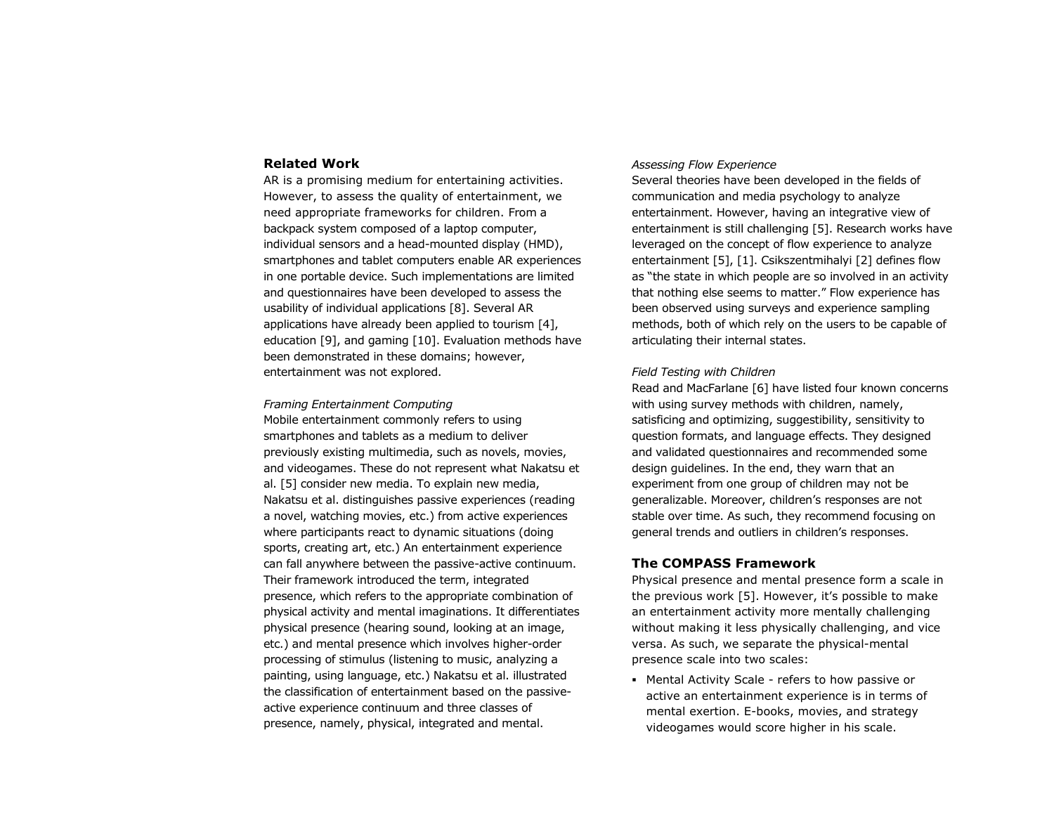## Related Work

AR is a promising medium for entertaining activities. However, to assess the quality of entertainment, we need appropriate frameworks for children. From a backpack system composed of a laptop computer, individual sensors and a head-mounted display (HMD), smartphones and tablet computers enable AR experiences in one portable device. Such implementations are limited and questionnaires have been developed to assess the usability of individual applications [8]. Several AR applications have already been applied to tourism [4], education [9], and gaming [10]. Evaluation methods have been demonstrated in these domains; however, entertainment was not explored.

### *Framing Entertainment Computing*

Mobile entertainment commonly refers to using smartphones and tablets as a medium to deliver previously existing multimedia, such as novels, movies, and videogames. These do not represent what Nakatsu et al. [5] consider new media. To explain new media, Nakatsu et al. distinguishes passive experiences (reading a novel, watching movies, etc.) from active experiences where participants react to dynamic situations (doing sports, creating art, etc.) An entertainment experience can fall anywhere between the passive-active continuum. Their framework introduced the term, integrated presence, which refers to the appropriate combination of physical activity and mental imaginations. It differentiates physical presence (hearing sound, looking at an image, etc.) and mental presence which involves higher-order processing of stimulus (listening to music, analyzing a painting, using language, etc.) Nakatsu et al. illustrated the classification of entertainment based on the passive-active experience continuum and three classes of presence, namely, physical, integrated and mental.

### *Assessing Flow Experience*

Several theories have been developed in the fields of communication and media psychology to analyze entertainment. However, having an integrative view of entertainment is still challenging [5]. Research works have leveraged on the concept of flow experience to analyze entertainment [5], [1]. Csikszentmihalyi [2] defines flow as "the state in which people are so involved in an activity that nothing else seems to matter." Flow experience has been observed using surveys and experience sampling methods, both of which rely on the users to be capable of articulating their internal states.

### *Field Testing with Children*

Read and MacFarlane [6] have listed four known concerns with using survey methods with children, namely, satisficing and optimizing, suggestibility, sensitivity to question formats, and language effects. They designed and validated questionnaires and recommended some design guidelines. In the end, they warn that an experiment from one group of children may not be generalizable. Moreover, children's responses are not stable over time. As such, they recommend focusing on general trends and outliers in children's responses.

## The COMPASS Framework

Physical presence and mental presence form a scale in the previous work [5]. However, it's possible to make an entertainment activity more mentally challenging without making it less physically challenging, and vice versa. As such, we separate the physical-mental presence scale into two scales:

- Mental Activity Scale - refers to how passive or active an entertainment experience is in terms of mental exertion. E-books, movies, and strategy videogames would score higher in his scale.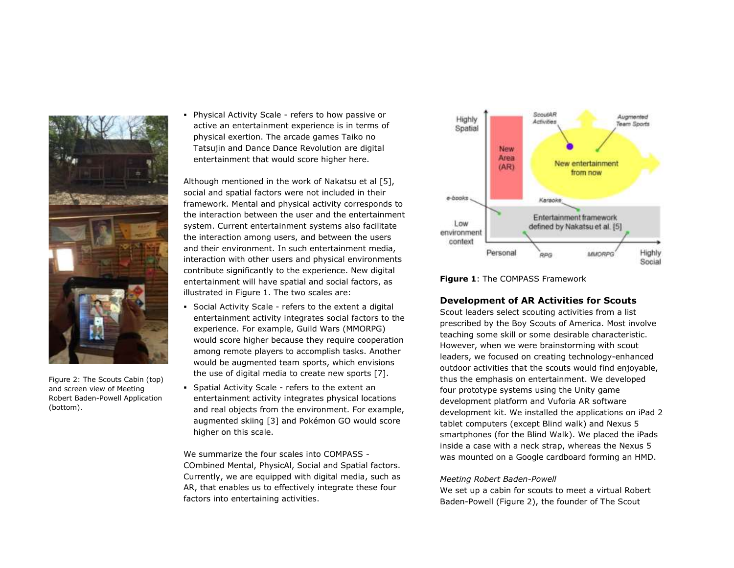- Physical Activity Scale - refers to how passive or active an entertainment experience is in terms of physical exertion. The arcade games Taiko no Tatsujin and Dance Dance Revolution are digital entertainment that would score higher here.

Although mentioned in the work of Nakatsu et al [5], social and spatial factors were not included in their framework. Mental and physical activity corresponds to the interaction between the user and the entertainment system. Current entertainment systems also facilitate the interaction among users, and between the users and their environment. In such entertainment media, interaction with other users and physical environments contribute significantly to the experience. New digital entertainment will have spatial and social factors, as illustrated in Figure 1. The two scales are:

- Social Activity Scale - refers to the extent a digital entertainment activity integrates social factors to the experience. For example, Guild Wars (MMORPG) would score higher because they require cooperation among remote players to accomplish tasks. Another would be augmented team sports, which envisions the use of digital media to create new sports [7].
- Spatial Activity Scale - refers to the extent an entertainment activity integrates physical locations and real objects from the environment. For example, augmented skiing [3] and Pokémon GO would score higher on this scale.

We summarize the four scales into COMPASS - COmbined Mental, PhysicAl, Social and Spatial factors. Currently, we are equipped with digital media, such as AR, that enables us to effectively integrate these four factors into entertaining activities.

Figure 2: The Scouts Cabin (top) and screen view of Meeting Robert Baden-Powell Application (bottom).

**Figure 1**: The COMPASS Framework

## Development of AR Activities for Scouts

Scout leaders select scouting activities from a list prescribed by the Boy Scouts of America. Most involve teaching some skill or some desirable characteristic. However, when we were brainstorming with scout leaders, we focused on creating technology-enhanced outdoor activities that the scouts would find enjoyable, thus the emphasis on entertainment. We developed four prototype systems using the Unity game development platform and Vuforia AR software development kit. We installed the applications on iPad 2 tablet computers (except Blind walk) and Nexus 5 smartphones (for the Blind Walk). We placed the iPads inside a case with a neck strap, whereas the Nexus 5 was mounted on a Google cardboard forming an HMD.

*Meeting Robert Baden-Powell*

We set up a cabin for scouts to meet a virtual Robert Baden-Powell (Figure 2), the founder of The Scout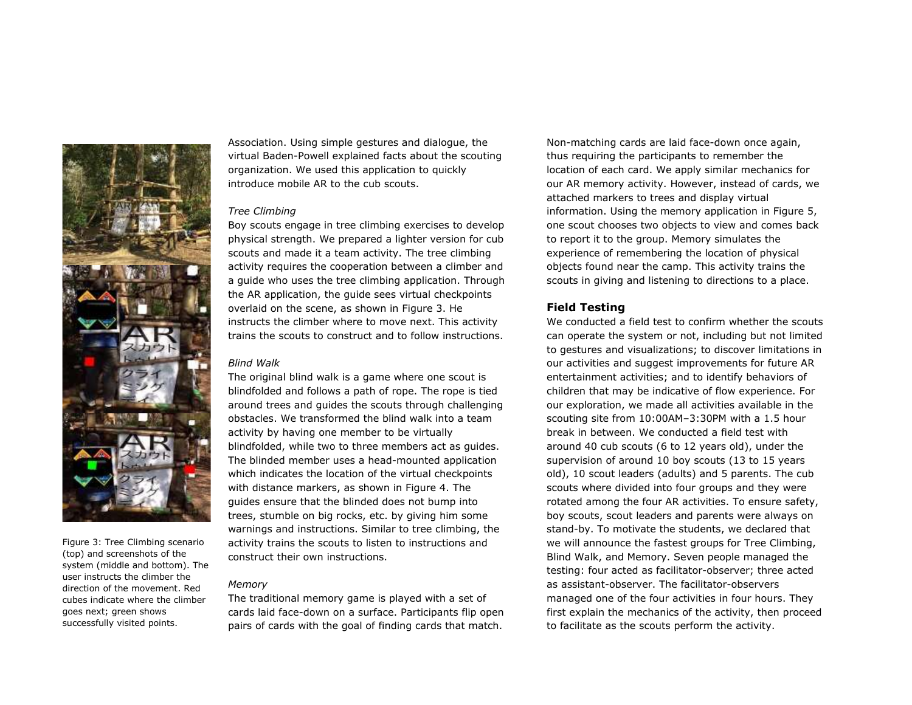Figure 3: Tree Climbing scenario (top) and screenshots of the system (middle and bottom). The user instructs the climber the direction of the movement. Red cubes indicate where the climber goes next; green shows successfully visited points.

Association. Using simple gestures and dialogue, the virtual Baden-Powell explained facts about the scouting organization. We used this application to quickly introduce mobile AR to the cub scouts.

*Tree Climbing*

Boy scouts engage in tree climbing exercises to develop physical strength. We prepared a lighter version for cub scouts and made it a team activity. The tree climbing activity requires the cooperation between a climber and a guide who uses the tree climbing application. Through the AR application, the guide sees virtual checkpoints overlaid on the scene, as shown in Figure 3. He instructs the climber where to move next. This activity trains the scouts to construct and to follow instructions.

*Blind Walk*

The original blind walk is a game where one scout is blindfolded and follows a path of rope. The rope is tied around trees and guides the scouts through challenging obstacles. We transformed the blind walk into a team activity by having one member to be virtually blindfolded, while two to three members act as guides. The blinded member uses a head-mounted application which indicates the location of the virtual checkpoints with distance markers, as shown in Figure 4. The guides ensure that the blinded does not bump into trees, stumble on big rocks, etc. by giving him some warnings and instructions. Similar to tree climbing, the activity trains the scouts to listen to instructions and construct their own instructions.

*Memory*

The traditional memory game is played with a set of cards laid face-down on a surface. Participants flip open pairs of cards with the goal of finding cards that match. Non-matching cards are laid face-down once again, thus requiring the participants to remember the location of each card. We apply similar mechanics for our AR memory activity. However, instead of cards, we attached markers to trees and display virtual information. Using the memory application in Figure 5, one scout chooses two objects to view and comes back to report it to the group. Memory simulates the experience of remembering the location of physical objects found near the camp. This activity trains the scouts in giving and listening to directions to a place.

## Field Testing

We conducted a field test to confirm whether the scouts can operate the system or not, including but not limited to gestures and visualizations; to discover limitations in our activities and suggest improvements for future AR entertainment activities; and to identify behaviors of children that may be indicative of flow experience. For our exploration, we made all activities available in the scouting site from 10:00AM–3:30PM with a 1.5 hour break in between. We conducted a field test with around 40 cub scouts (6 to 12 years old), under the supervision of around 10 boy scouts (13 to 15 years old), 10 scout leaders (adults) and 5 parents. The cub scouts where divided into four groups and they were rotated among the four AR activities. To ensure safety, boy scouts, scout leaders and parents were always on stand-by. To motivate the students, we declared that we will announce the fastest groups for Tree Climbing, Blind Walk, and Memory. Seven people managed the testing: four acted as facilitator-observer; three acted as assistant-observer. The facilitator-observers managed one of the four activities in four hours. They first explain the mechanics of the activity, then proceed to facilitate as the scouts perform the activity.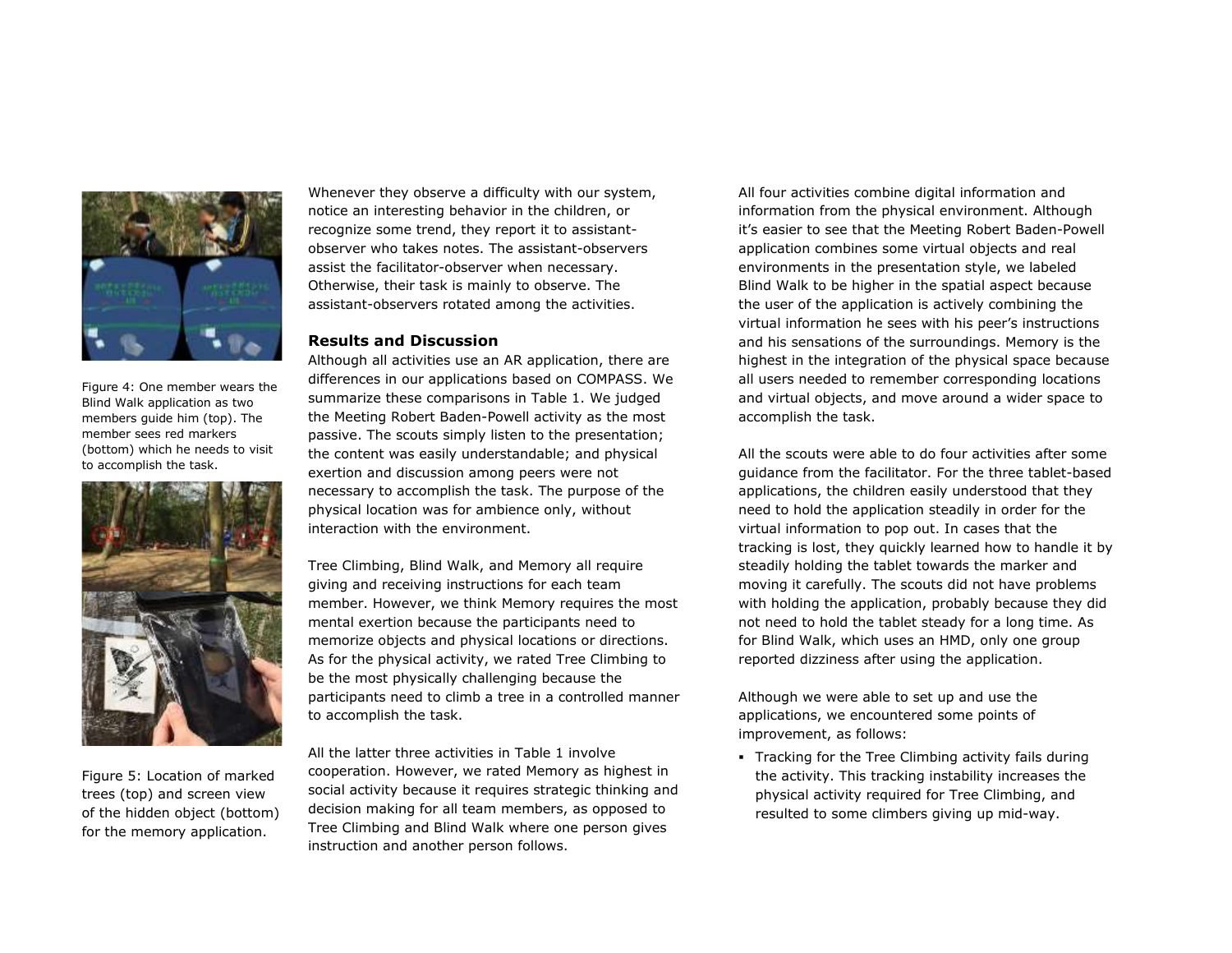Figure 4: One member wears the Blind Walk application as two members guide him (top). The member sees red markers (bottom) which he needs to visit to accomplish the task.

Figure 5: Location of marked trees (top) and screen view of the hidden object (bottom) for the memory application.

Whenever they observe a difficulty with our system, notice an interesting behavior in the children, or recognize some trend, they report it to assistant-observer who takes notes. The assistant-observers assist the facilitator-observer when necessary. Otherwise, their task is mainly to observe. The assistant-observers rotated among the activities.

### Results and Discussion

Although all activities use an AR application, there are differences in our applications based on COMPASS. We summarize these comparisons in Table 1. We judged the Meeting Robert Baden-Powell activity as the most passive. The scouts simply listen to the presentation; the content was easily understandable; and physical exertion and discussion among peers were not necessary to accomplish the task. The purpose of the physical location was for ambience only, without interaction with the environment.

Tree Climbing, Blind Walk, and Memory all require giving and receiving instructions for each team member. However, we think Memory requires the most mental exertion because the participants need to memorize objects and physical locations or directions. As for the physical activity, we rated Tree Climbing to be the most physically challenging because the participants need to climb a tree in a controlled manner to accomplish the task.

All the latter three activities in Table 1 involve cooperation. However, we rated Memory as highest in social activity because it requires strategic thinking and decision making for all team members, as opposed to Tree Climbing and Blind Walk where one person gives instruction and another person follows.

All four activities combine digital information and information from the physical environment. Although it's easier to see that the Meeting Robert Baden-Powell application combines some virtual objects and real environments in the presentation style, we labeled Blind Walk to be higher in the spatial aspect because the user of the application is actively combining the virtual information he sees with his peer's instructions and his sensations of the surroundings. Memory is the highest in the integration of the physical space because all users needed to remember corresponding locations and virtual objects, and move around a wider space to accomplish the task.

All the scouts were able to do four activities after some guidance from the facilitator. For the three tablet-based applications, the children easily understood that they need to hold the application steadily in order for the virtual information to pop out. In cases that the tracking is lost, they quickly learned how to handle it by steadily holding the tablet towards the marker and moving it carefully. The scouts did not have problems with holding the application, probably because they did not need to hold the tablet steady for a long time. As for Blind Walk, which uses an HMD, only one group reported dizziness after using the application.

Although we were able to set up and use the applications, we encountered some points of improvement, as follows:

- Tracking for the Tree Climbing activity fails during the activity. This tracking instability increases the physical activity required for Tree Climbing, and resulted to some climbers giving up mid-way.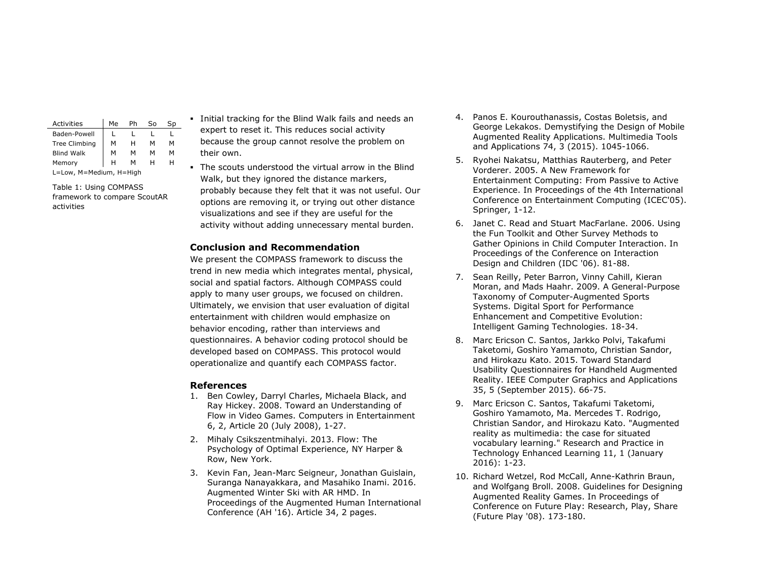| Activities | Me | Ph | So | Sp |
|---|---|---|---|---|
| Baden-Powell | L | L | L | L |
| Tree Climbing | M | H | M | M |
| Blind Walk | M | M | M | M |
| Memory | H | M | H | H |

L=Low, M=Medium, H=High

Table 1: Using COMPASS framework to compare ScoutAR activities

- Initial tracking for the Blind Walk fails and needs an expert to reset it. This reduces social activity because the group cannot resolve the problem on their own.
- The scouts understood the virtual arrow in the Blind Walk, but they ignored the distance markers, probably because they felt that it was not useful. Our options are removing it, or trying out other distance visualizations and see if they are useful for the activity without adding unnecessary mental burden.

## Conclusion and Recommendation

We present the COMPASS framework to discuss the trend in new media which integrates mental, physical, social and spatial factors. Although COMPASS could apply to many user groups, we focused on children. Ultimately, we envision that user evaluation of digital entertainment with children would emphasize on behavior encoding, rather than interviews and questionnaires. A behavior coding protocol should be developed based on COMPASS. This protocol would operationalize and quantify each COMPASS factor.

## References

1. Ben Cowley, Darryl Charles, Michaela Black, and Ray Hickey. 2008. Toward an Understanding of Flow in Video Games. Computers in Entertainment 6, 2, Article 20 (July 2008), 1-27.
2. Mihaly Csikszentmihalyi. 2013. Flow: The Psychology of Optimal Experience, NY Harper & Row, New York.
3. Kevin Fan, Jean-Marc Seigneur, Jonathan Guislain, Suranga Nanayakkara, and Masahiko Inami. 2016. Augmented Winter Ski with AR HMD. In Proceedings of the Augmented Human International Conference (AH '16). Article 34, 2 pages.
4. Panos E. Kourouthanassis, Costas Boletsis, and George Lekakos. Demystifying the Design of Mobile Augmented Reality Applications. Multimedia Tools and Applications 74, 3 (2015). 1045-1066.
5. Ryohei Nakatsu, Matthias Rauterberg, and Peter Vorderer. 2005. A New Framework for Entertainment Computing: From Passive to Active Experience. In Proceedings of the 4th International Conference on Entertainment Computing (ICEC'05). Springer, 1-12.
6. Janet C. Read and Stuart MacFarlane. 2006. Using the Fun Toolkit and Other Survey Methods to Gather Opinions in Child Computer Interaction. In Proceedings of the Conference on Interaction Design and Children (IDC '06). 81-88.
7. Sean Reilly, Peter Barron, Vinny Cahill, Kieran Moran, and Mads Haahr. 2009. A General-Purpose Taxonomy of Computer-Augmented Sports Systems. Digital Sport for Performance Enhancement and Competitive Evolution: Intelligent Gaming Technologies. 18-34.
8. Marc Ericson C. Santos, Jarkko Polvi, Takafumi Taketomi, Goshiro Yamamoto, Christian Sandor, and Hirokazu Kato. 2015. Toward Standard Usability Questionnaires for Handheld Augmented Reality. IEEE Computer Graphics and Applications 35, 5 (September 2015). 66-75.
9. Marc Ericson C. Santos, Takafumi Taketomi, Goshiro Yamamoto, Ma. Mercedes T. Rodrigo, Christian Sandor, and Hirokazu Kato. "Augmented reality as multimedia: the case for situated vocabulary learning." Research and Practice in Technology Enhanced Learning 11, 1 (January 2016): 1-23.
10. Richard Wetzel, Rod McCall, Anne-Kathrin Braun, and Wolfgang Broll. 2008. Guidelines for Designing Augmented Reality Games. In Proceedings of Conference on Future Play: Research, Play, Share (Future Play '08). 173-180.